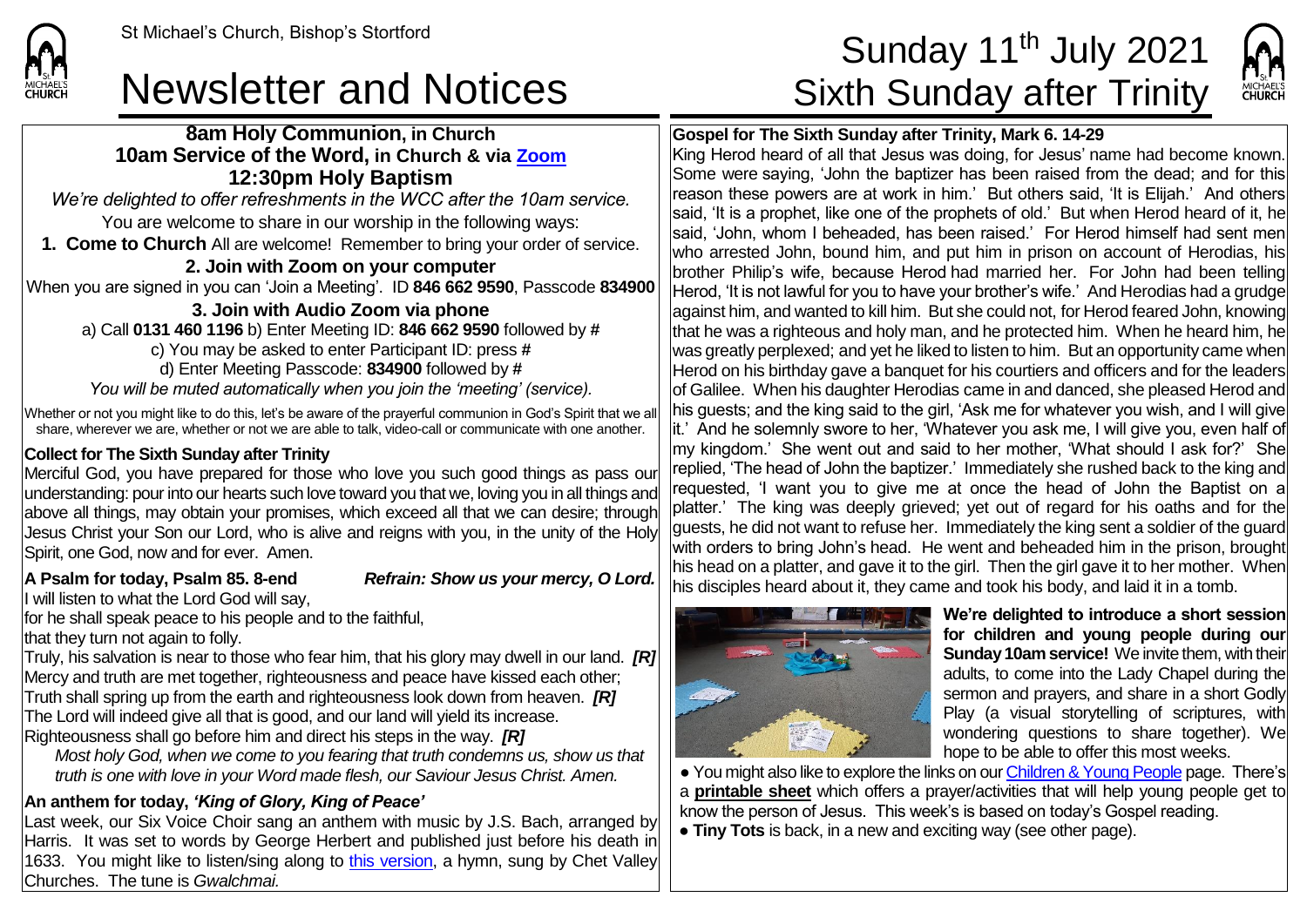St Michael's Church, Bishop's Stortford

# Newsletter and Notices

# Sunday 11th July 2021 Sixth Sunday after Trinity

## 8am Holy Communion, in Church
## 10am Service of the Word, in Church & via Zoom
## 12:30pm Holy Baptism

*We're delighted to offer refreshments in the WCC after the 10am service.*

You are welcome to share in our worship in the following ways:

**1. Come to Church** All are welcome! Remember to bring your order of service.

**2. Join with Zoom on your computer**

When you are signed in you can 'Join a Meeting'. ID **846 662 9590**, Passcode **834900**

**3. Join with Audio Zoom via phone**

a) Call **0131 460 1196** b) Enter Meeting ID: **846 662 9590** followed by **#**

c) You may be asked to enter Participant ID: press **#**

d) Enter Meeting Passcode: **834900** followed by **#**

*You will be muted automatically when you join the 'meeting' (service).*

Whether or not you might like to do this, let's be aware of the prayerful communion in God's Spirit that we all share, wherever we are, whether or not we are able to talk, video-call or communicate with one another.

**Collect for The Sixth Sunday after Trinity**

Merciful God, you have prepared for those who love you such good things as pass our understanding: pour into our hearts such love toward you that we, loving you in all things and above all things, may obtain your promises, which exceed all that we can desire; through Jesus Christ your Son our Lord, who is alive and reigns with you, in the unity of the Holy Spirit, one God, now and for ever. Amen.

**A Psalm for today, Psalm 85. 8-end** ***Refrain: Show us your mercy, O Lord.***

I will listen to what the Lord God will say,
for he shall speak peace to his people and to the faithful,
that they turn not again to folly.
Truly, his salvation is near to those who fear him, that his glory may dwell in our land. ***[R]***
Mercy and truth are met together, righteousness and peace have kissed each other;
Truth shall spring up from the earth and righteousness look down from heaven. ***[R]***
The Lord will indeed give all that is good, and our land will yield its increase.
Righteousness shall go before him and direct his steps in the way. ***[R]***

*Most holy God, when we come to you fearing that truth condemns us, show us that truth is one with love in your Word made flesh, our Saviour Jesus Christ. Amen.*

**An anthem for today, *'King of Glory, King of Peace'***

Last week, our Six Voice Choir sang an anthem with music by J.S. Bach, arranged by Harris. It was set to words by George Herbert and published just before his death in 1633. You might like to listen/sing along to this version, a hymn, sung by Chet Valley Churches. The tune is *Gwalchmai.*

**Gospel for The Sixth Sunday after Trinity, Mark 6. 14-29**

King Herod heard of all that Jesus was doing, for Jesus' name had become known. Some were saying, 'John the baptizer has been raised from the dead; and for this reason these powers are at work in him.' But others said, 'It is Elijah.' And others said, 'It is a prophet, like one of the prophets of old.' But when Herod heard of it, he said, 'John, whom I beheaded, has been raised.' For Herod himself had sent men who arrested John, bound him, and put him in prison on account of Herodias, his brother Philip's wife, because Herod had married her. For John had been telling Herod, 'It is not lawful for you to have your brother's wife.' And Herodias had a grudge against him, and wanted to kill him. But she could not, for Herod feared John, knowing that he was a righteous and holy man, and he protected him. When he heard him, he was greatly perplexed; and yet he liked to listen to him. But an opportunity came when Herod on his birthday gave a banquet for his courtiers and officers and for the leaders of Galilee. When his daughter Herodias came in and danced, she pleased Herod and his guests; and the king said to the girl, 'Ask me for whatever you wish, and I will give it.' And he solemnly swore to her, 'Whatever you ask me, I will give you, even half of my kingdom.' She went out and said to her mother, 'What should I ask for?' She replied, 'The head of John the baptizer.' Immediately she rushed back to the king and requested, 'I want you to give me at once the head of John the Baptist on a platter.' The king was deeply grieved; yet out of regard for his oaths and for the guests, he did not want to refuse her. Immediately the king sent a soldier of the guard with orders to bring John's head. He went and beheaded him in the prison, brought his head on a platter, and gave it to the girl. Then the girl gave it to her mother. When his disciples heard about it, they came and took his body, and laid it in a tomb.

**We're delighted to introduce a short session for children and young people during our Sunday 10am service!** We invite them, with their adults, to come into the Lady Chapel during the sermon and prayers, and share in a short Godly Play (a visual storytelling of scriptures, with wondering questions to share together). We hope to be able to offer this most weeks.

- You might also like to explore the links on our Children & Young People page. There's a **printable sheet** which offers a prayer/activities that will help young people get to know the person of Jesus. This week's is based on today's Gospel reading.
- **Tiny Tots** is back, in a new and exciting way (see other page).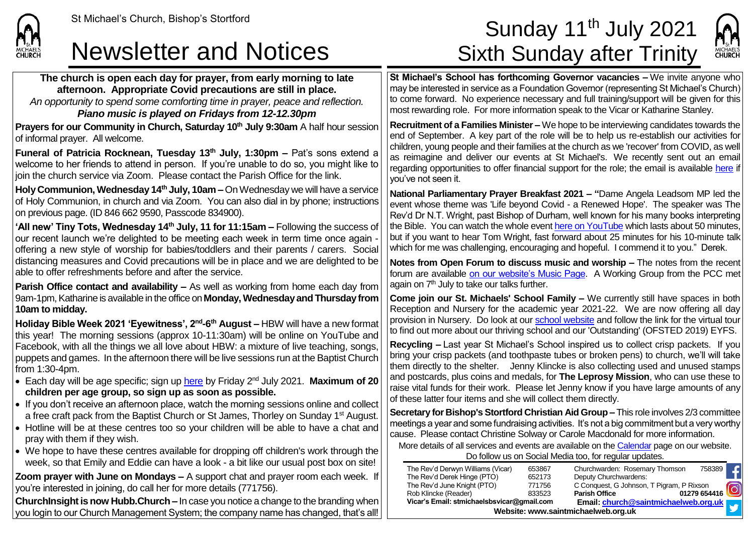St Michael's Church, Bishop's Stortford

# Newsletter and Notices

# Sunday 11th July 2021 Sixth Sunday after Trinity

**The church is open each day for prayer, from early morning to late afternoon. Appropriate Covid precautions are still in place.**
*An opportunity to spend some comforting time in prayer, peace and reflection.*
***Piano music is played on Fridays from 12-12.30pm***

**Prayers for our Community in Church, Saturday 10th July 9:30am** A half hour session of informal prayer. All welcome.

**Funeral of Patricia Rocknean, Tuesday 13th July, 1:30pm –** Pat's sons extend a welcome to her friends to attend in person. If you're unable to do so, you might like to join the church service via Zoom. Please contact the Parish Office for the link.

**Holy Communion, Wednesday 14th July, 10am –** On Wednesday we will have a service of Holy Communion, in church and via Zoom. You can also dial in by phone; instructions on previous page. (ID 846 662 9590, Passcode 834900).

**'All new' Tiny Tots, Wednesday 14th July, 11 for 11:15am –** Following the success of our recent launch we're delighted to be meeting each week in term time once again - offering a new style of worship for babies/toddlers and their parents / carers. Social distancing measures and Covid precautions will be in place and we are delighted to be able to offer refreshments before and after the service.

**Parish Office contact and availability –** As well as working from home each day from 9am-1pm, Katharine is available in the office on **Monday, Wednesday and Thursday from 10am to midday.**

**Holiday Bible Week 2021 'Eyewitness', 2nd-6th August –** HBW will have a new format this year! The morning sessions (approx 10-11:30am) will be online on YouTube and Facebook, with all the things we all love about HBW: a mixture of live teaching, songs, puppets and games. In the afternoon there will be live sessions run at the Baptist Church from 1:30-4pm.

- Each day will be age specific; sign up here by Friday 2nd July 2021. **Maximum of 20 children per age group, so sign up as soon as possible.**
- If you don't receive an afternoon place, watch the morning sessions online and collect a free craft pack from the Baptist Church or St James, Thorley on Sunday 1st August.
- Hotline will be at these centres too so your children will be able to have a chat and pray with them if they wish.
- We hope to have these centres available for dropping off children's work through the week, so that Emily and Eddie can have a look - a bit like our usual post box on site!

**Zoom prayer with June on Mondays –** A support chat and prayer room each week. If you're interested in joining, do call her for more details (771756).

**ChurchInsight is now Hubb.Church –** In case you notice a change to the branding when you login to our Church Management System; the company name has changed, that's all!

**St Michael's School has forthcoming Governor vacancies –** We invite anyone who may be interested in service as a Foundation Governor (representing St Michael's Church) to come forward. No experience necessary and full training/support will be given for this most rewarding role. For more information speak to the Vicar or Katharine Stanley.

**Recruitment of a Families Minister –** We hope to be interviewing candidates towards the end of September. A key part of the role will be to help us re-establish our activities for children, young people and their families at the church as we 'recover' from COVID, as well as reimagine and deliver our events at St Michael's. We recently sent out an email regarding opportunities to offer financial support for the role; the email is available here if you've not seen it.

**National Parliamentary Prayer Breakfast 2021 – "**Dame Angela Leadsom MP led the event whose theme was 'Life beyond Covid - a Renewed Hope'. The speaker was The Rev'd Dr N.T. Wright, past Bishop of Durham, well known for his many books interpreting the Bible. You can watch the whole event here on YouTube which lasts about 50 minutes, but if you want to hear Tom Wright, fast forward about 25 minutes for his 10-minute talk which for me was challenging, encouraging and hopeful. I commend it to you." Derek.

**Notes from Open Forum to discuss music and worship –** The notes from the recent forum are available on our website's Music Page. A Working Group from the PCC met again on 7th July to take our talks further.

**Come join our St. Michaels' School Family –** We currently still have spaces in both Reception and Nursery for the academic year 2021-22. We are now offering all day provision in Nursery. Do look at our school website and follow the link for the virtual tour to find out more about our thriving school and our 'Outstanding' (OFSTED 2019) EYFS.

**Recycling –** Last year St Michael's School inspired us to collect crisp packets. If you bring your crisp packets (and toothpaste tubes or broken pens) to church, we'll take them directly to the shelter. Jenny Klincke is also collecting used and unused stamps and postcards, plus coins and medals, for **The Leprosy Mission**, who can use these to raise vital funds for their work. Please let Jenny know if you have large amounts of any of these latter four items and she will collect them directly.

**Secretary for Bishop's Stortford Christian Aid Group –** This role involves 2/3 committee meetings a year and some fundraising activities. It's not a big commitment but a very worthy cause. Please contact Christine Solway or Carole Macdonald for more information.

More details of all services and events are available on the Calendar page on our website.
Do follow us on Social Media too, for regular updates.

| | | | |
|---|---|---|---|
| The Rev'd Derwyn Williams (Vicar) | 653867 | Churchwarden: Rosemary Thomson | 758389 |
| The Rev'd Derek Hinge (PTO) | 652173 | Deputy Churchwardens: | |
| The Rev'd June Knight (PTO) | 771756 | C Conquest, G Johnson, T Pigram, P Rixson | |
| Rob Klincke (Reader) | 833523 | **Parish Office** | **01279 654416** |
| **Vicar's Email: stmichaelsbsvicar@gmail.com** | | **Email: church@saintmichaelweb.org.uk** | |

**Website: www.saintmichaelweb.org.uk**